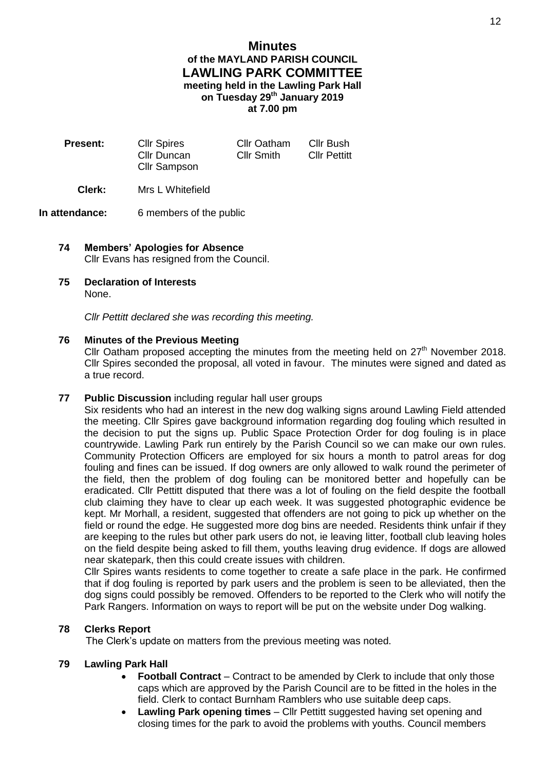# Minutes

## of the MAYLAND PARISH COUNCIL

## LAWLING PARK COMMITTEE

**meeting held in the Lawling Park Hall**
**on Tuesday 29th January 2019**
**at 7.00 pm**

| **Present:** | Cllr Spires | Cllr Oatham | Cllr Bush |
|---|---|---|---|
| | Cllr Duncan | Cllr Smith | Cllr Pettitt |
| | Cllr Sampson | | |

**Clerk:** Mrs L Whitefield

**In attendance:** 6 members of the public

**74 Members' Apologies for Absence**

Cllr Evans has resigned from the Council.

**75 Declaration of Interests**

None.

*Cllr Pettitt declared she was recording this meeting.*

**76 Minutes of the Previous Meeting**

Cllr Oatham proposed accepting the minutes from the meeting held on 27th November 2018. Cllr Spires seconded the proposal, all voted in favour. The minutes were signed and dated as a true record.

**77 Public Discussion** including regular hall user groups

Six residents who had an interest in the new dog walking signs around Lawling Field attended the meeting. Cllr Spires gave background information regarding dog fouling which resulted in the decision to put the signs up. Public Space Protection Order for dog fouling is in place countrywide. Lawling Park run entirely by the Parish Council so we can make our own rules. Community Protection Officers are employed for six hours a month to patrol areas for dog fouling and fines can be issued. If dog owners are only allowed to walk round the perimeter of the field, then the problem of dog fouling can be monitored better and hopefully can be eradicated. Cllr Pettitt disputed that there was a lot of fouling on the field despite the football club claiming they have to clear up each week. It was suggested photographic evidence be kept. Mr Morhall, a resident, suggested that offenders are not going to pick up whether on the field or round the edge. He suggested more dog bins are needed. Residents think unfair if they are keeping to the rules but other park users do not, ie leaving litter, football club leaving holes on the field despite being asked to fill them, youths leaving drug evidence. If dogs are allowed near skatepark, then this could create issues with children.

Cllr Spires wants residents to come together to create a safe place in the park. He confirmed that if dog fouling is reported by park users and the problem is seen to be alleviated, then the dog signs could possibly be removed. Offenders to be reported to the Clerk who will notify the Park Rangers. Information on ways to report will be put on the website under Dog walking.

**78 Clerks Report**

The Clerk's update on matters from the previous meeting was noted.

**79 Lawling Park Hall**

- **Football Contract** – Contract to be amended by Clerk to include that only those caps which are approved by the Parish Council are to be fitted in the holes in the field. Clerk to contact Burnham Ramblers who use suitable deep caps.
- **Lawling Park opening times** – Cllr Pettitt suggested having set opening and closing times for the park to avoid the problems with youths. Council members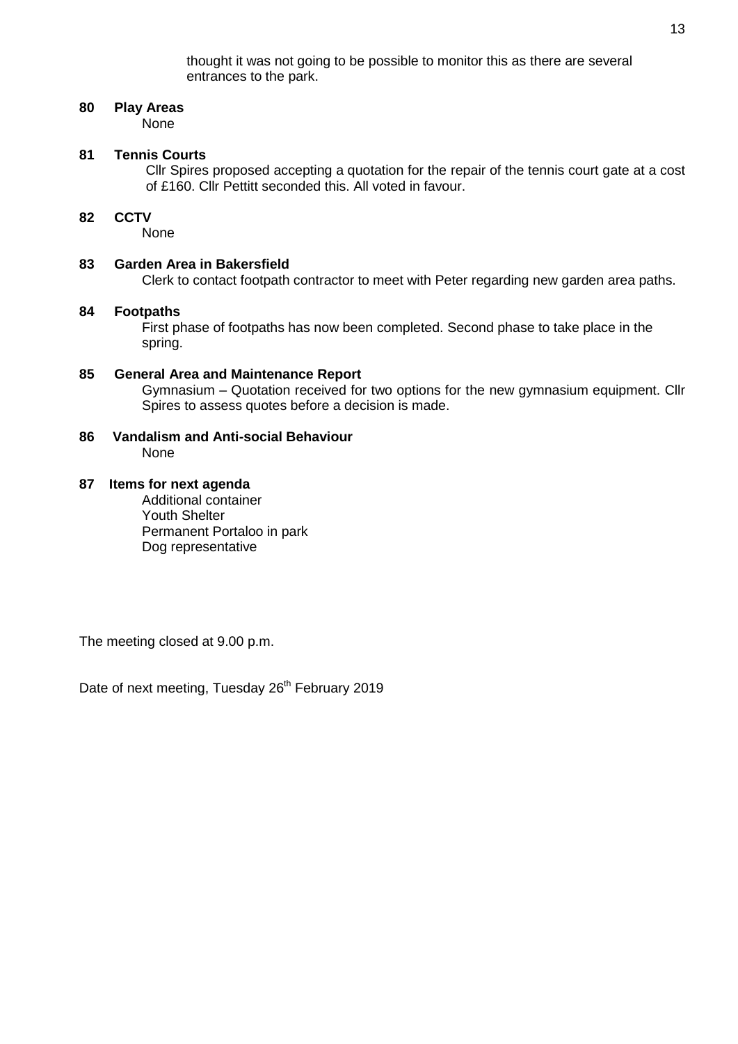thought it was not going to be possible to monitor this as there are several entrances to the park.

**80 Play Areas**

None

**81 Tennis Courts**

Cllr Spires proposed accepting a quotation for the repair of the tennis court gate at a cost of £160. Cllr Pettitt seconded this. All voted in favour.

**82 CCTV**

None

**83 Garden Area in Bakersfield**

Clerk to contact footpath contractor to meet with Peter regarding new garden area paths.

**84 Footpaths**

First phase of footpaths has now been completed. Second phase to take place in the spring.

**85 General Area and Maintenance Report**

Gymnasium – Quotation received for two options for the new gymnasium equipment. Cllr Spires to assess quotes before a decision is made.

**86 Vandalism and Anti-social Behaviour**

None

**87 Items for next agenda**

Additional container
Youth Shelter
Permanent Portaloo in park
Dog representative

The meeting closed at 9.00 p.m.

Date of next meeting, Tuesday 26th February 2019